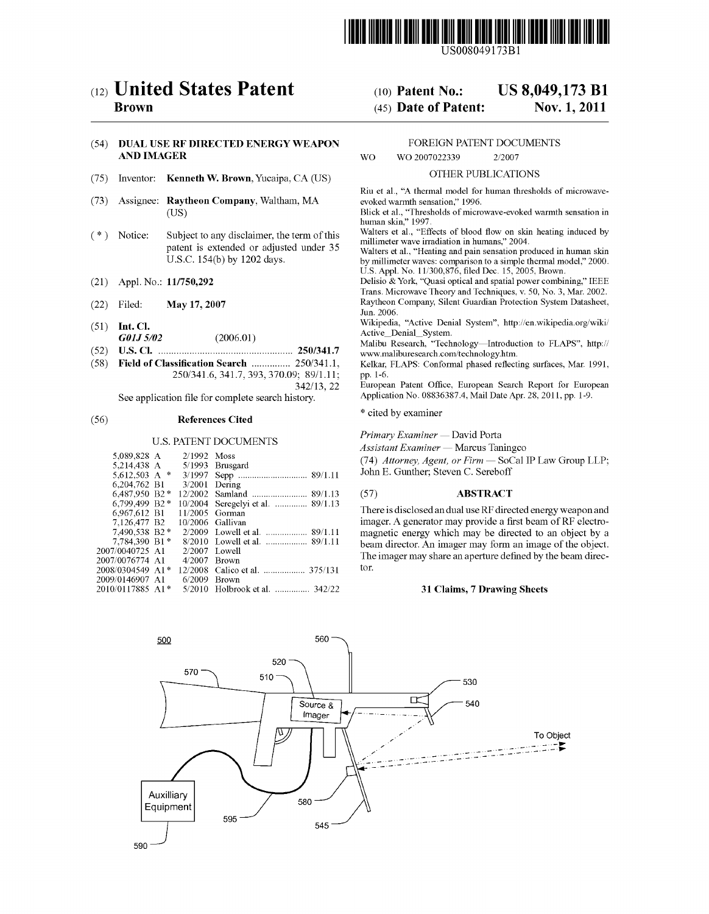US008049173B1

# (12) United States Patent
**Brown**

**(10) Patent No.: US 8,049,173 B1**

**(45) Date of Patent: Nov. 1, 2011**

(54) **DUAL USE RF DIRECTED ENERGY WEAPON AND IMAGER**

(75) Inventor: **Kenneth W. Brown**, Yucaipa, CA (US)

(73) Assignee: **Raytheon Company**, Waltham, MA (US)

( * ) Notice: Subject to any disclaimer, the term of this patent is extended or adjusted under 35 U.S.C. 154(b) by 1202 days.

(21) Appl. No.: **11/750,292**

(22) Filed: **May 17, 2007**

(51) **Int. Cl.**
***G01J 5/02*** (2006.01)

(52) **U.S. Cl.** .................................................... **250/341.7**

(58) **Field of Classification Search** ............... 250/341.1, 250/341.6, 341.7, 393, 370.09; 89/1.11; 342/13, 22

See application file for complete search history.

(56) **References Cited**

U.S. PATENT DOCUMENTS

| | | | |
|---|---|---|---|
| 5,089,828 A | 2/1992 | Moss | |
| 5,214,438 A | 5/1993 | Brusgard | |
| 5,612,503 A * | 3/1997 | Sepp | 89/1.11 |
| 6,204,762 B1 | 3/2001 | Dering | |
| 6,487,950 B2 * | 12/2002 | Samland | 89/1.13 |
| 6,799,499 B2 * | 10/2004 | Seregelyi et al. | 89/1.13 |
| 6,967,612 B1 | 11/2005 | Gorman | |
| 7,126,477 B2 | 10/2006 | Gallivan | |
| 7,490,538 B2 * | 2/2009 | Lowell et al. | 89/1.11 |
| 7,784,390 B1 * | 8/2010 | Lowell et al. | 89/1.11 |
| 2007/0040725 A1 | 2/2007 | Lowell | |
| 2007/0076774 A1 | 4/2007 | Brown | |
| 2008/0304549 A1 * | 12/2008 | Calico et al. | 375/131 |
| 2009/0146907 A1 | 6/2009 | Brown | |
| 2010/0117885 A1 * | 5/2010 | Holbrook et al. | 342/22 |

FOREIGN PATENT DOCUMENTS

WO WO 2007022339 2/2007

OTHER PUBLICATIONS

Riu et al., "A thermal model for human thresholds of microwave-evoked warmth sensation," 1996.
Blick et al., "Thresholds of microwave-evoked warmth sensation in human skin," 1997.
Walters et al., "Effects of blood flow on skin heating induced by millimeter wave irradiation in humans," 2004.
Walters et al., "Heating and pain sensation produced in human skin by millimeter waves: comparison to a simple thermal model," 2000.
U.S. Appl. No. 11/300,876, filed Dec. 15, 2005, Brown.
Delisio & York, "Quasi optical and spatial power combining," IEEE Trans. Microwave Theory and Techniques, v. 50, No. 3, Mar. 2002.
Raytheon Company, Silent Guardian Protection System Datasheet, Jun. 2006.
Wikipedia, "Active Denial System", http://en.wikipedia.org/wiki/Active_Denial_System.
Malibu Research, "Technology—Introduction to FLAPS", http://www.maliburesearch.com/technology.htm.
Kelkar, FLAPS: Conformal phased reflecting surfaces, Mar. 1991, pp. 1-6.
European Patent Office, European Search Report for European Application No. 08836387.4, Mail Date Apr. 28, 2011, pp. 1-9.

\* cited by examiner

*Primary Examiner* — David Porta
*Assistant Examiner* — Marcus Taningco
(74) *Attorney, Agent, or Firm* — SoCal IP Law Group LLP; John E. Gunther; Steven C. Sereboff

(57) **ABSTRACT**

There is disclosed an dual use RF directed energy weapon and imager. A generator may provide a first beam of RF electromagnetic energy which may be directed to an object by a beam director. An imager may form an image of the object. The imager may share an aperture defined by the beam director.

**31 Claims, 7 Drawing Sheets**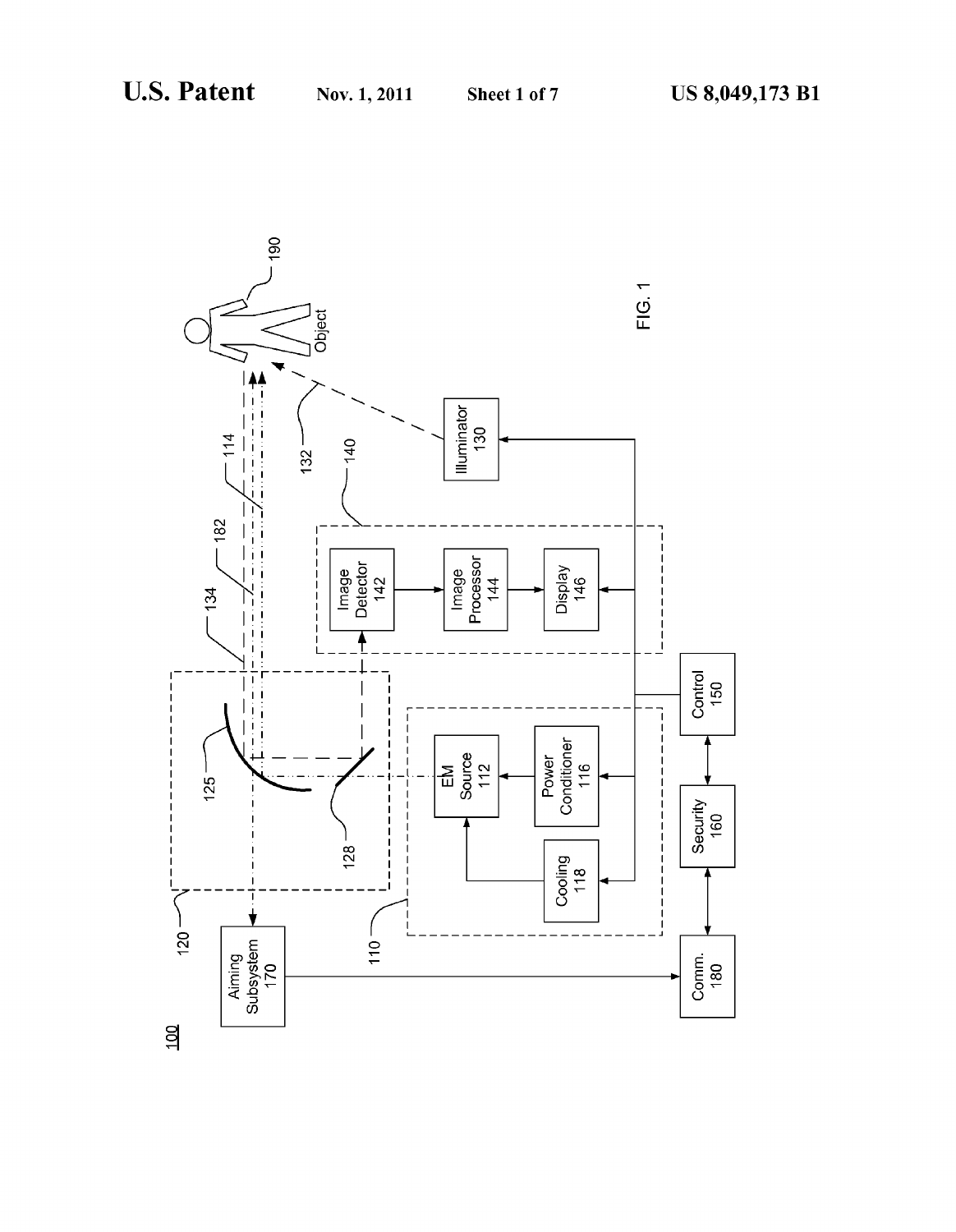FIG. 1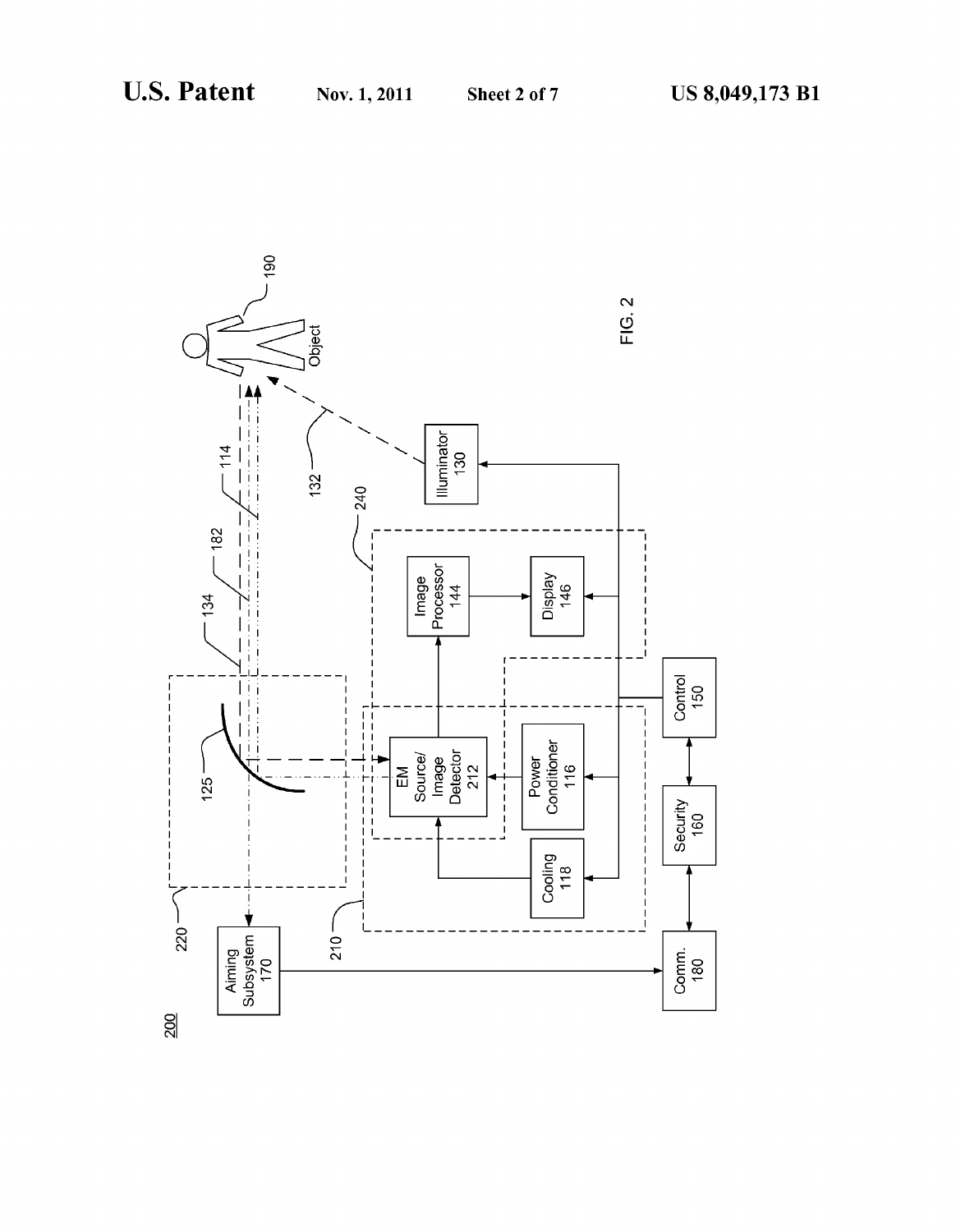200

FIG. 2

Aiming Subsystem 170

Comm. 180

Security 160

Control 150

Cooling 118

Power Conditioner 116

EM Source/ Image Detector 212

Image Processor 144

Display 146

Illuminator 130

Object

190

220

210

240

125

134

182

114

132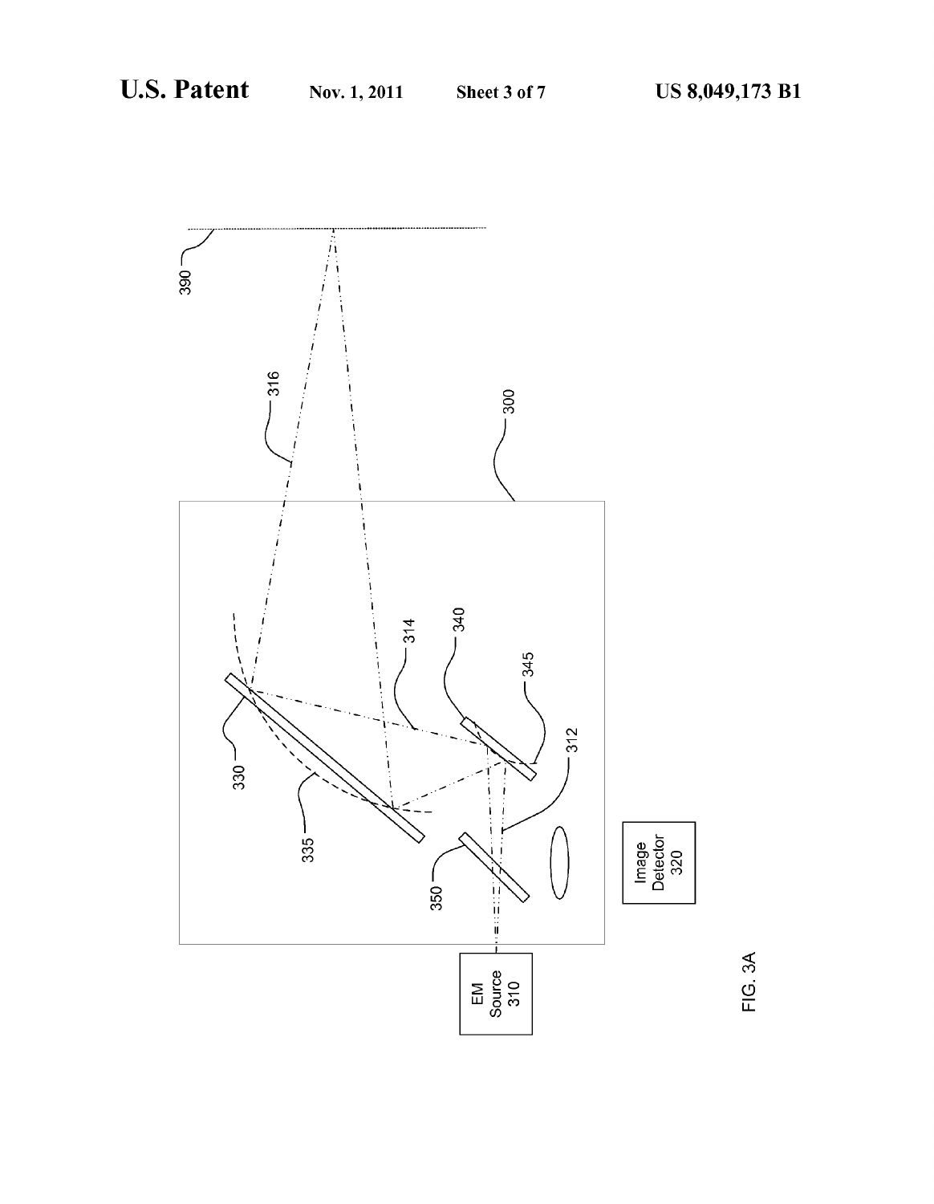FIG. 3A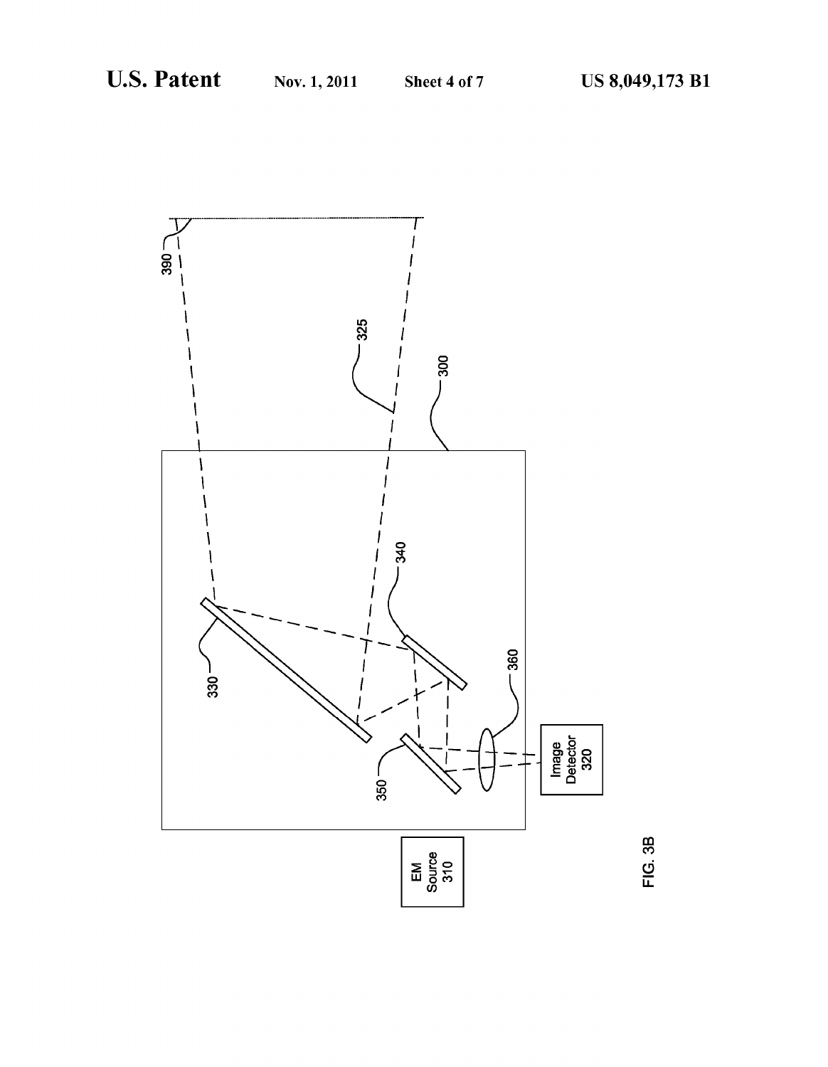FIG. 3B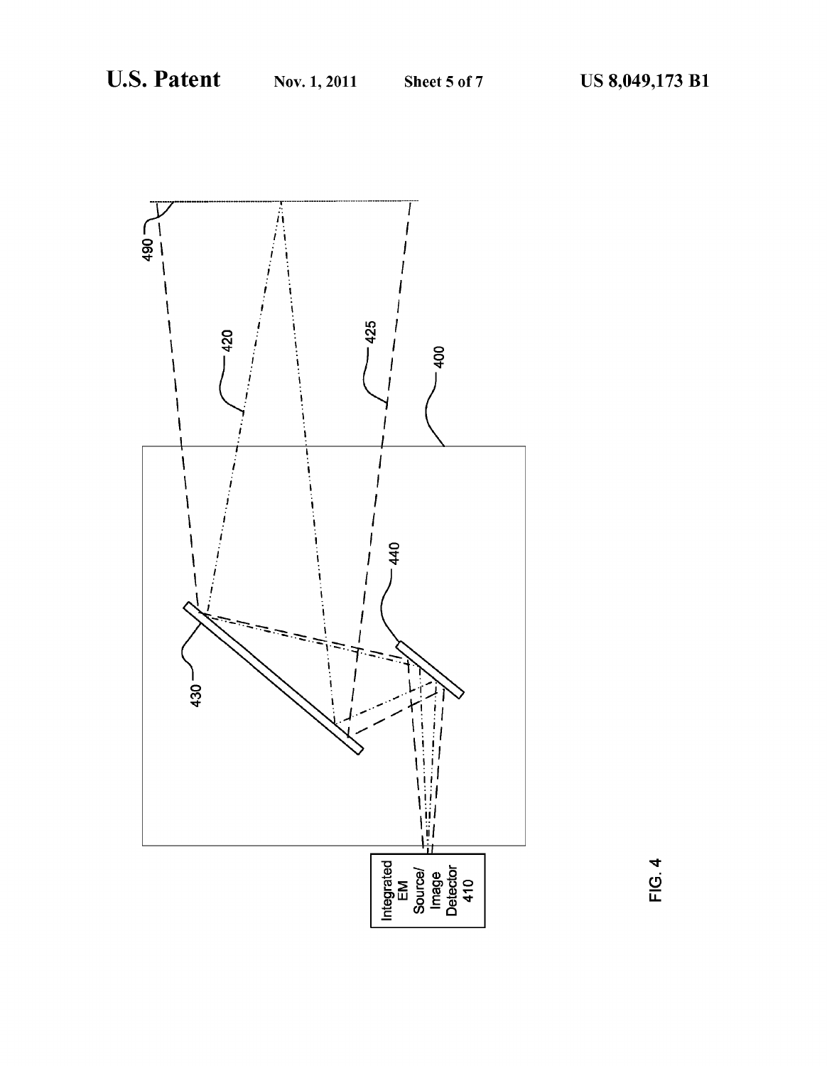Integrated EM Source/ Image Detector 410

400

420

425

430

440

490

FIG. 4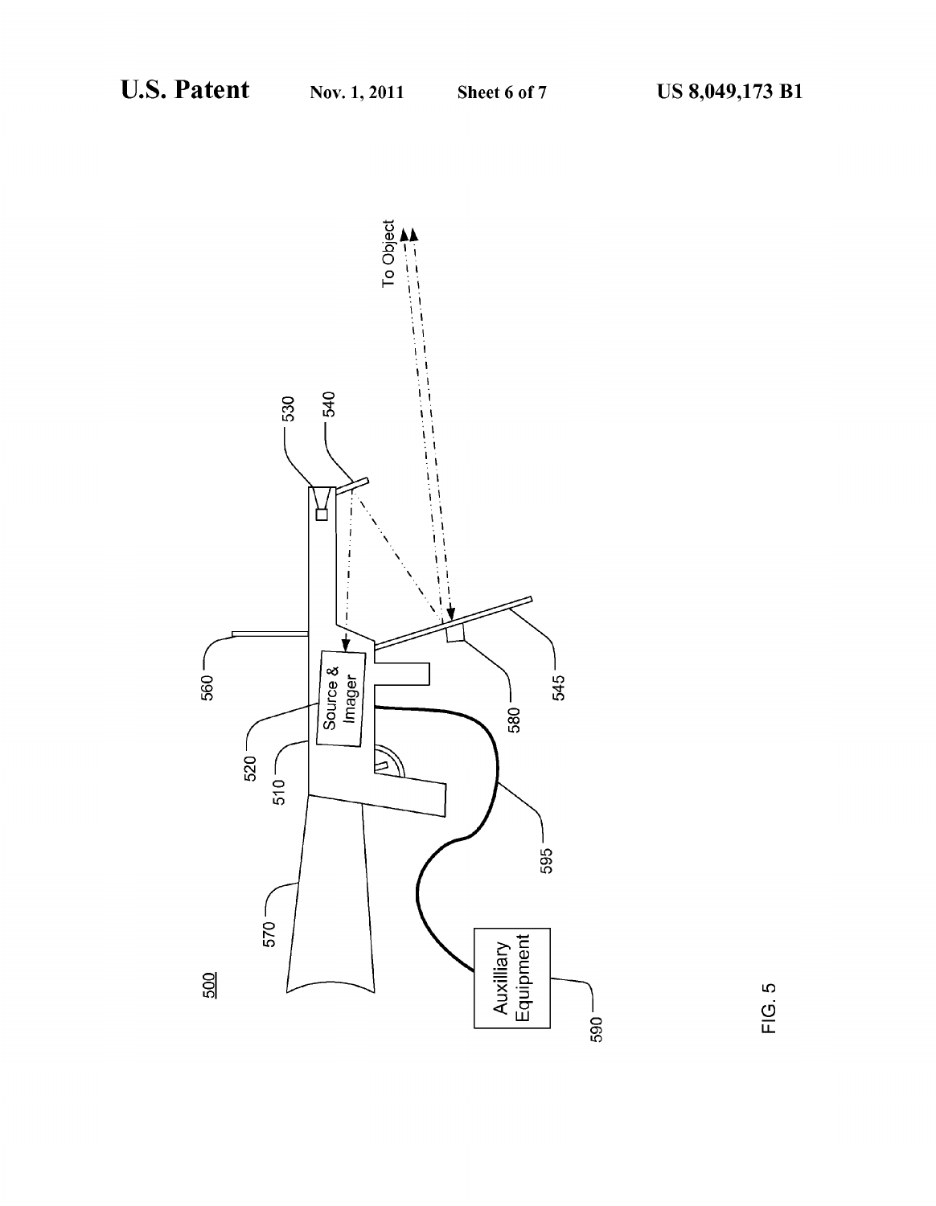FIG. 5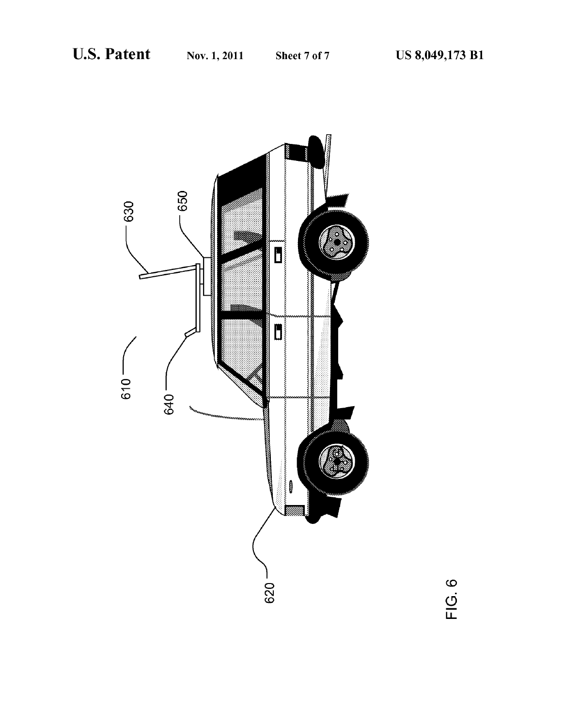610

630

650

640

620

FIG. 6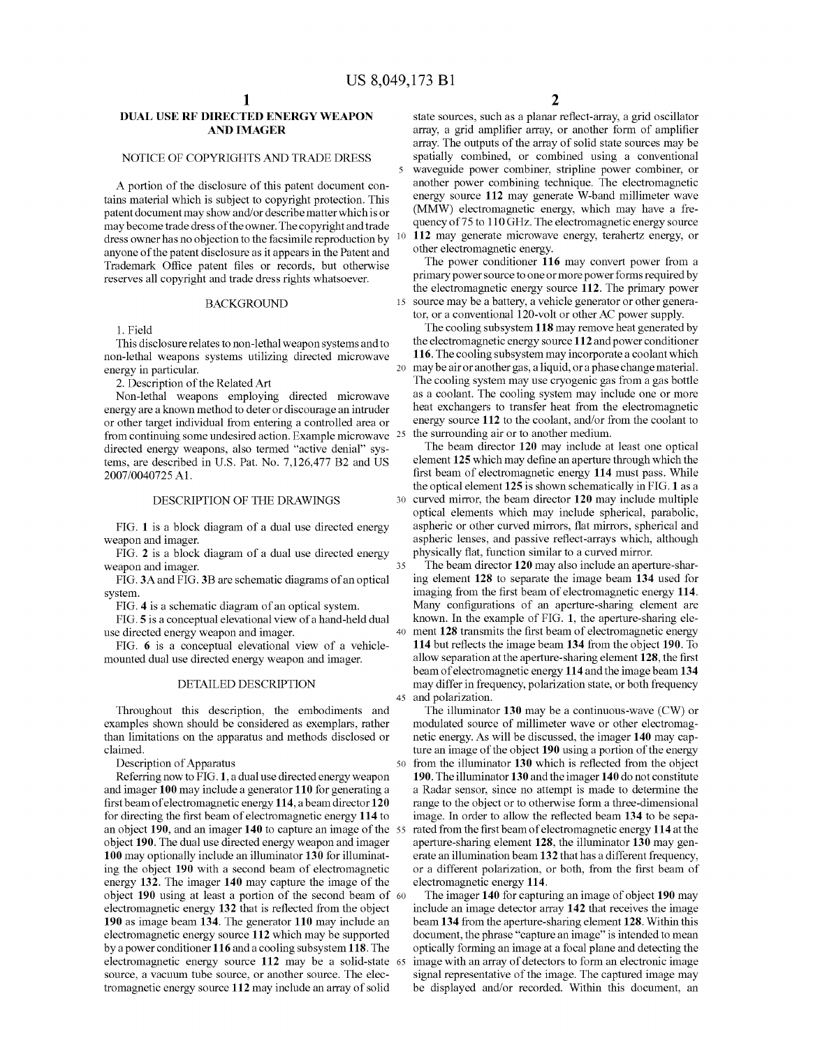# DUAL USE RF DIRECTED ENERGY WEAPON AND IMAGER

## NOTICE OF COPYRIGHTS AND TRADE DRESS

A portion of the disclosure of this patent document contains material which is subject to copyright protection. This patent document may show and/or describe matter which is or may become trade dress of the owner. The copyright and trade dress owner has no objection to the facsimile reproduction by anyone of the patent disclosure as it appears in the Patent and Trademark Office patent files or records, but otherwise reserves all copyright and trade dress rights whatsoever.

## BACKGROUND

1. Field

This disclosure relates to non-lethal weapon systems and to non-lethal weapons systems utilizing directed microwave energy in particular.

2. Description of the Related Art

Non-lethal weapons employing directed microwave energy are a known method to deter or discourage an intruder or other target individual from entering a controlled area or from continuing some undesired action. Example microwave directed energy weapons, also termed "active denial" systems, are described in U.S. Pat. No. 7,126,477 B2 and US 2007/0040725 A1.

## DESCRIPTION OF THE DRAWINGS

FIG. **1** is a block diagram of a dual use directed energy weapon and imager.

FIG. **2** is a block diagram of a dual use directed energy weapon and imager.

FIG. **3A** and FIG. **3B** are schematic diagrams of an optical system.

FIG. **4** is a schematic diagram of an optical system.

FIG. **5** is a conceptual elevational view of a hand-held dual use directed energy weapon and imager.

FIG. **6** is a conceptual elevational view of a vehicle-mounted dual use directed energy weapon and imager.

## DETAILED DESCRIPTION

Throughout this description, the embodiments and examples shown should be considered as exemplars, rather than limitations on the apparatus and methods disclosed or claimed.

Description of Apparatus

Referring now to FIG. **1**, a dual use directed energy weapon and imager **100** may include a generator **110** for generating a first beam of electromagnetic energy **114**, a beam director **120** for directing the first beam of electromagnetic energy **114** to an object **190**, and an imager **140** to capture an image of the object **190**. The dual use directed energy weapon and imager **100** may optionally include an illuminator **130** for illuminating the object **190** with a second beam of electromagnetic energy **132**. The imager **140** may capture the image of the object **190** using at least a portion of the second beam of electromagnetic energy **132** that is reflected from the object **190** as image beam **134**. The generator **110** may include an electromagnetic energy source **112** which may be supported by a power conditioner **116** and a cooling subsystem **118**. The electromagnetic energy source **112** may be a solid-state source, a vacuum tube source, or another source. The electromagnetic energy source **112** may include an array of solid state sources, such as a planar reflect-array, a grid oscillator array, a grid amplifier array, or another form of amplifier array. The outputs of the array of solid state sources may be spatially combined, or combined using a conventional waveguide power combiner, stripline power combiner, or another power combining technique. The electromagnetic energy source **112** may generate W-band millimeter wave (MMW) electromagnetic energy, which may have a frequency of 75 to 110 GHz. The electromagnetic energy source **112** may generate microwave energy, terahertz energy, or other electromagnetic energy.

The power conditioner **116** may convert power from a primary power source to one or more power forms required by the electromagnetic energy source **112**. The primary power source may be a battery, a vehicle generator or other generator, or a conventional 120-volt or other AC power supply.

The cooling subsystem **118** may remove heat generated by the electromagnetic energy source **112** and power conditioner **116**. The cooling subsystem may incorporate a coolant which may be air or another gas, a liquid, or a phase change material. The cooling system may use cryogenic gas from a gas bottle as a coolant. The cooling system may include one or more heat exchangers to transfer heat from the electromagnetic energy source **112** to the coolant, and/or from the coolant to the surrounding air or to another medium.

The beam director **120** may include at least one optical element **125** which may define an aperture through which the first beam of electromagnetic energy **114** must pass. While the optical element **125** is shown schematically in FIG. **1** as a curved mirror, the beam director **120** may include multiple optical elements which may include spherical, parabolic, aspheric or other curved mirrors, flat mirrors, spherical and aspheric lenses, and passive reflect-arrays which, although physically flat, function similar to a curved mirror.

The beam director **120** may also include an aperture-sharing element **128** to separate the image beam **134** used for imaging from the first beam of electromagnetic energy **114**. Many configurations of an aperture-sharing element are known. In the example of FIG. **1**, the aperture-sharing element **128** transmits the first beam of electromagnetic energy **114** but reflects the image beam **134** from the object **190**. To allow separation at the aperture-sharing element **128**, the first beam of electromagnetic energy **114** and the image beam **134** may differ in frequency, polarization state, or both frequency and polarization.

The illuminator **130** may be a continuous-wave (CW) or modulated source of millimeter wave or other electromagnetic energy. As will be discussed, the imager **140** may capture an image of the object **190** using a portion of the energy from the illuminator **130** which is reflected from the object **190**. The illuminator **130** and the imager **140** do not constitute a Radar sensor, since no attempt is made to determine the range to the object or to otherwise form a three-dimensional image. In order to allow the reflected beam **134** to be separated from the first beam of electromagnetic energy **114** at the aperture-sharing element **128**, the illuminator **130** may generate an illumination beam **132** that has a different frequency, or a different polarization, or both, from the first beam of electromagnetic energy **114**.

The imager **140** for capturing an image of object **190** may include an image detector array **142** that receives the image beam **134** from the aperture-sharing element **128**. Within this document, the phrase "capture an image" is intended to mean optically forming an image at a focal plane and detecting the image with an array of detectors to form an electronic image signal representative of the image. The captured image may be displayed and/or recorded. Within this document, an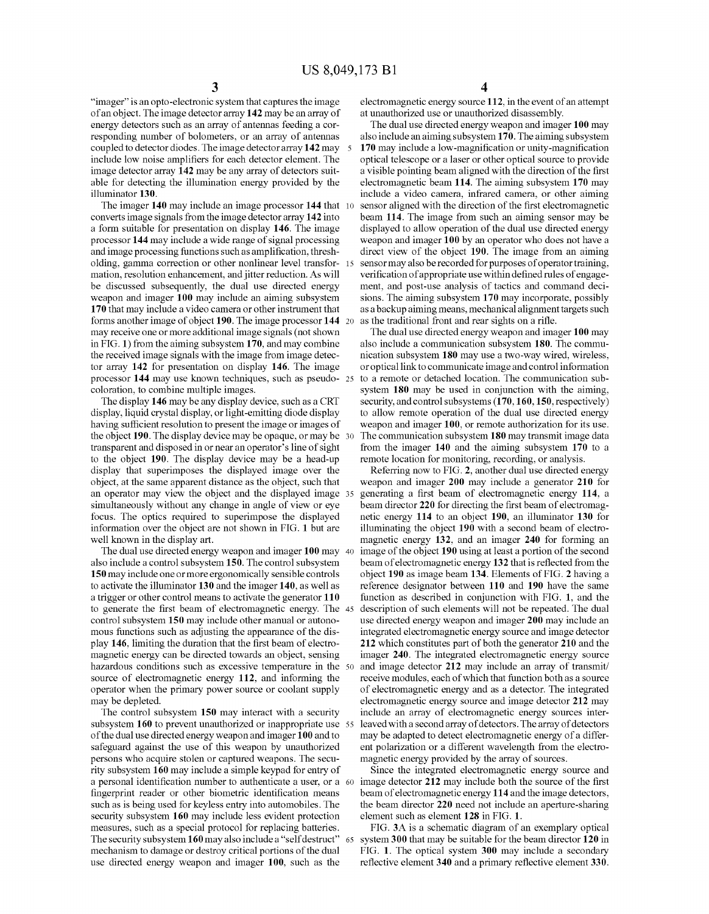"imager" is an opto-electronic system that captures the image of an object. The image detector array **142** may be an array of energy detectors such as an array of antennas feeding a corresponding number of bolometers, or an array of antennas coupled to detector diodes. The image detector array **142** may include low noise amplifiers for each detector element. The image detector array **142** may be any array of detectors suitable for detecting the illumination energy provided by the illuminator **130**.

The imager **140** may include an image processor **144** that converts image signals from the image detector array **142** into a form suitable for presentation on display **146**. The image processor **144** may include a wide range of signal processing and image processing functions such as amplification, thresholding, gamma correction or other nonlinear level transformation, resolution enhancement, and jitter reduction. As will be discussed subsequently, the dual use directed energy weapon and imager **100** may include an aiming subsystem **170** that may include a video camera or other instrument that forms another image of object **190**. The image processor **144** may receive one or more additional image signals (not shown in FIG. **1**) from the aiming subsystem **170**, and may combine the received image signals with the image from image detector array **142** for presentation on display **146**. The image processor **144** may use known techniques, such as pseudo-coloration, to combine multiple images.

The display **146** may be any display device, such as a CRT display, liquid crystal display, or light-emitting diode display having sufficient resolution to present the image or images of the object **190**. The display device may be opaque, or may be transparent and disposed in or near an operator's line of sight to the object **190**. The display device may be a head-up display that superimposes the displayed image over the object, at the same apparent distance as the object, such that an operator may view the object and the displayed image simultaneously without any change in angle of view or eye focus. The optics required to superimpose the displayed information over the object are not shown in FIG. **1** but are well known in the display art.

The dual use directed energy weapon and imager **100** may also include a control subsystem **150**. The control subsystem **150** may include one or more ergonomically sensible controls to activate the illuminator **130** and the imager **140**, as well as a trigger or other control means to activate the generator **110** to generate the first beam of electromagnetic energy. The control subsystem **150** may include other manual or autonomous functions such as adjusting the appearance of the display **146**, limiting the duration that the first beam of electromagnetic energy can be directed towards an object, sensing hazardous conditions such as excessive temperature in the source of electromagnetic energy **112**, and informing the operator when the primary power source or coolant supply may be depleted.

The control subsystem **150** may interact with a security subsystem **160** to prevent unauthorized or inappropriate use of the dual use directed energy weapon and imager **100** and to safeguard against the use of this weapon by unauthorized persons who acquire stolen or captured weapons. The security subsystem **160** may include a simple keypad for entry of a personal identification number to authenticate a user, or a fingerprint reader or other biometric identification means such as is being used for keyless entry into automobiles. The security subsystem **160** may include less evident protection measures, such as a special protocol for replacing batteries. The security subsystem **160** may also include a "self destruct" mechanism to damage or destroy critical portions of the dual use directed energy weapon and imager **100**, such as the electromagnetic energy source **112**, in the event of an attempt at unauthorized use or unauthorized disassembly.

The dual use directed energy weapon and imager **100** may also include an aiming subsystem **170**. The aiming subsystem **170** may include a low-magnification or unity-magnification optical telescope or a laser or other optical source to provide a visible pointing beam aligned with the direction of the first electromagnetic beam **114**. The aiming subsystem **170** may include a video camera, infrared camera, or other aiming sensor aligned with the direction of the first electromagnetic beam **114**. The image from such an aiming sensor may be displayed to allow operation of the dual use directed energy weapon and imager **100** by an operator who does not have a direct view of the object **190**. The image from an aiming sensor may also be recorded for purposes of operator training, verification of appropriate use within defined rules of engagement, and post-use analysis of tactics and command decisions. The aiming subsystem **170** may incorporate, possibly as a backup aiming means, mechanical alignment targets such as the traditional front and rear sights on a rifle.

The dual use directed energy weapon and imager **100** may also include a communication subsystem **180**. The communication subsystem **180** may use a two-way wired, wireless, or optical link to communicate image and control information to a remote or detached location. The communication subsystem **180** may be used in conjunction with the aiming, security, and control subsystems (**170**, **160**, **150**, respectively) to allow remote operation of the dual use directed energy weapon and imager **100**, or remote authorization for its use. The communication subsystem **180** may transmit image data from the imager **140** and the aiming subsystem **170** to a remote location for monitoring, recording, or analysis.

Referring now to FIG. **2**, another dual use directed energy weapon and imager **200** may include a generator **210** for generating a first beam of electromagnetic energy **114**, a beam director **220** for directing the first beam of electromagnetic energy **114** to an object **190**, an illuminator **130** for illuminating the object **190** with a second beam of electromagnetic energy **132**, and an imager **240** for forming an image of the object **190** using at least a portion of the second beam of electromagnetic energy **132** that is reflected from the object **190** as image beam **134**. Elements of FIG. **2** having a reference designator between **110** and **190** have the same function as described in conjunction with FIG. **1**, and the description of such elements will not be repeated. The dual use directed energy weapon and imager **200** may include an integrated electromagnetic energy source and image detector **212** which constitutes part of both the generator **210** and the imager **240**. The integrated electromagnetic energy source and image detector **212** may include an array of transmit/receive modules, each of which that function both as a source of electromagnetic energy and as a detector. The integrated electromagnetic energy source and image detector **212** may include an array of electromagnetic energy sources interleaved with a second array of detectors. The array of detectors may be adapted to detect electromagnetic energy of a different polarization or a different wavelength from the electromagnetic energy provided by the array of sources.

Since the integrated electromagnetic energy source and image detector **212** may include both the source of the first beam of electromagnetic energy **114** and the image detectors, the beam director **220** need not include an aperture-sharing element such as element **128** in FIG. **1**.

FIG. **3A** is a schematic diagram of an exemplary optical system **300** that may be suitable for the beam director **120** in FIG. **1**. The optical system **300** may include a secondary reflective element **340** and a primary reflective element **330**.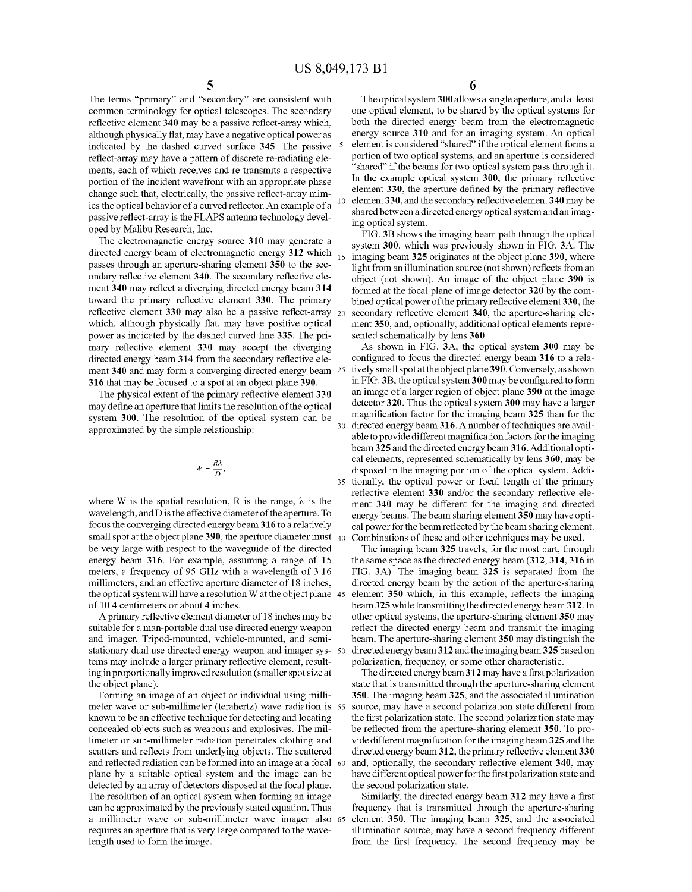The terms "primary" and "secondary" are consistent with common terminology for optical telescopes. The secondary reflective element 340 may be a passive reflect-array which, although physically flat, may have a negative optical power as indicated by the dashed curved surface 345. The passive reflect-array may have a pattern of discrete re-radiating elements, each of which receives and re-transmits a respective portion of the incident wavefront with an appropriate phase change such that, electrically, the passive reflect-array mimics the optical behavior of a curved reflector. An example of a passive reflect-array is the FLAPS antenna technology developed by Malibu Research, Inc.

The electromagnetic energy source 310 may generate a directed energy beam of electromagnetic energy 312 which passes through an aperture-sharing element 350 to the secondary reflective element 340. The secondary reflective element 340 may reflect a diverging directed energy beam 314 toward the primary reflective element 330. The primary reflective element 330 may also be a passive reflect-array which, although physically flat, may have positive optical power as indicated by the dashed curved line 335. The primary reflective element 330 may accept the diverging directed energy beam 314 from the secondary reflective element 340 and may form a converging directed energy beam 316 that may be focused to a spot at an object plane 390.

The physical extent of the primary reflective element 330 may define an aperture that limits the resolution of the optical system 300. The resolution of the optical system can be approximated by the simple relationship:

$$W = \frac{R\lambda}{D},$$

where W is the spatial resolution, R is the range, $\lambda$ is the wavelength, and D is the effective diameter of the aperture. To focus the converging directed energy beam 316 to a relatively small spot at the object plane 390, the aperture diameter must be very large with respect to the waveguide of the directed energy beam 316. For example, assuming a range of 15 meters, a frequency of 95 GHz with a wavelength of 3.16 millimeters, and an effective aperture diameter of 18 inches, the optical system will have a resolution W at the object plane of 10.4 centimeters or about 4 inches.

A primary reflective element diameter of 18 inches may be suitable for a man-portable dual use directed energy weapon and imager. Tripod-mounted, vehicle-mounted, and semi-stationary dual use directed energy weapon and imager systems may include a larger primary reflective element, resulting in proportionally improved resolution (smaller spot size at the object plane).

Forming an image of an object or individual using millimeter wave or sub-millimeter (terahertz) wave radiation is known to be an effective technique for detecting and locating concealed objects such as weapons and explosives. The millimeter or sub-millimeter radiation penetrates clothing and scatters and reflects from underlying objects. The scattered and reflected radiation can be formed into an image at a focal plane by a suitable optical system and the image can be detected by an array of detectors disposed at the focal plane. The resolution of an optical system when forming an image can be approximated by the previously stated equation. Thus a millimeter wave or sub-millimeter wave imager also requires an aperture that is very large compared to the wavelength used to form the image.

The optical system 300 allows a single aperture, and at least one optical element, to be shared by the optical systems for both the directed energy beam from the electromagnetic energy source 310 and for an imaging system. An optical element is considered "shared" if the optical element forms a portion of two optical systems, and an aperture is considered "shared" if the beams for two optical system pass through it. In the example optical system 300, the primary reflective element 330, the aperture defined by the primary reflective element 330, and the secondary reflective element 340 may be shared between a directed energy optical system and an imaging optical system.

FIG. 3B shows the imaging beam path through the optical system 300, which was previously shown in FIG. 3A. The imaging beam 325 originates at the object plane 390, where light from an illumination source (not shown) reflects from an object (not shown). An image of the object plane 390 is formed at the focal plane of image detector 320 by the combined optical power of the primary reflective element 330, the secondary reflective element 340, the aperture-sharing element 350, and, optionally, additional optical elements represented schematically by lens 360.

As shown in FIG. 3A, the optical system 300 may be configured to focus the directed energy beam 316 to a relatively small spot at the object plane 390. Conversely, as shown in FIG. 3B, the optical system 300 may be configured to form an image of a larger region of object plane 390 at the image detector 320. Thus the optical system 300 may have a larger magnification factor for the imaging beam 325 than for the directed energy beam 316. A number of techniques are available to provide different magnification factors for the imaging beam 325 and the directed energy beam 316. Additional optical elements, represented schematically by lens 360, may be disposed in the imaging portion of the optical system. Additionally, the optical power or focal length of the primary reflective element 330 and/or the secondary reflective element 340 may be different for the imaging and directed energy beams. The beam sharing element 350 may have optical power for the beam reflected by the beam sharing element. Combinations of these and other techniques may be used.

The imaging beam 325 travels, for the most part, through the same space as the directed energy beam (312, 314, 316 in FIG. 3A). The imaging beam 325 is separated from the directed energy beam by the action of the aperture-sharing element 350 which, in this example, reflects the imaging beam 325 while transmitting the directed energy beam 312. In other optical systems, the aperture-sharing element 350 may reflect the directed energy beam and transmit the imaging beam. The aperture-sharing element 350 may distinguish the directed energy beam 312 and the imaging beam 325 based on polarization, frequency, or some other characteristic.

The directed energy beam 312 may have a first polarization state that is transmitted through the aperture-sharing element 350. The imaging beam 325, and the associated illumination source, may have a second polarization state different from the first polarization state. The second polarization state may be reflected from the aperture-sharing element 350. To provide different magnification for the imaging beam 325 and the directed energy beam 312, the primary reflective element 330 and, optionally, the secondary reflective element 340, may have different optical power for the first polarization state and the second polarization state.

Similarly, the directed energy beam 312 may have a first frequency that is transmitted through the aperture-sharing element 350. The imaging beam 325, and the associated illumination source, may have a second frequency different from the first frequency. The second frequency may be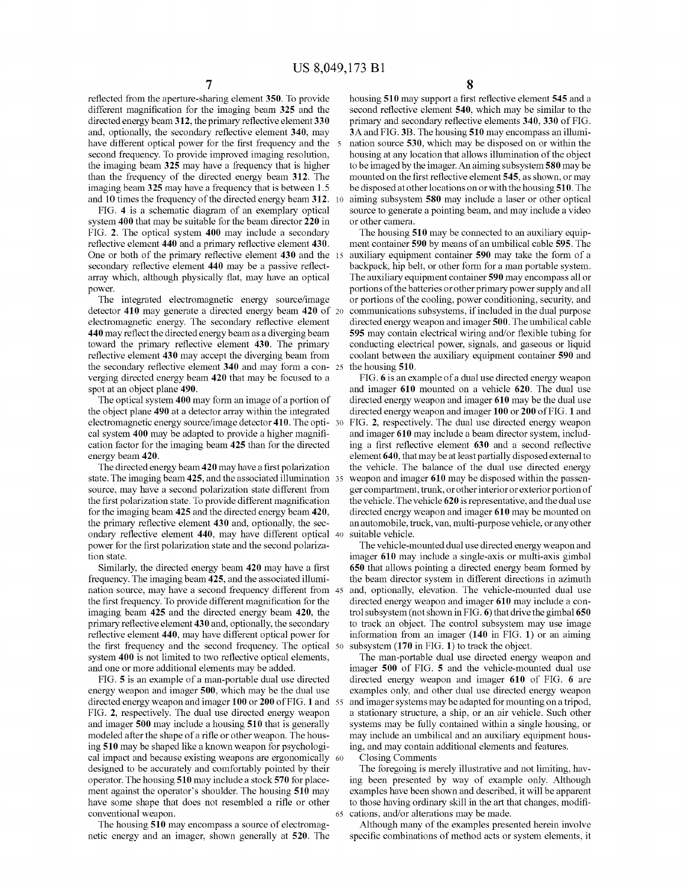reflected from the aperture-sharing element **350**. To provide different magnification for the imaging beam **325** and the directed energy beam **312**, the primary reflective element **330** and, optionally, the secondary reflective element **340**, may have different optical power for the first frequency and the second frequency. To provide improved imaging resolution, the imaging beam **325** may have a frequency that is higher than the frequency of the directed energy beam **312**. The imaging beam **325** may have a frequency that is between 1.5 and 10 times the frequency of the directed energy beam **312**.

FIG. **4** is a schematic diagram of an exemplary optical system **400** that may be suitable for the beam director **220** in FIG. **2**. The optical system **400** may include a secondary reflective element **440** and a primary reflective element **430**. One or both of the primary reflective element **430** and the secondary reflective element **440** may be a passive reflect-array which, although physically flat, may have an optical power.

The integrated electromagnetic energy source/image detector **410** may generate a directed energy beam **420** of electromagnetic energy. The secondary reflective element **440** may reflect the directed energy beam as a diverging beam toward the primary reflective element **430**. The primary reflective element **430** may accept the diverging beam from the secondary reflective element **340** and may form a converging directed energy beam **420** that may be focused to a spot at an object plane **490**.

The optical system **400** may form an image of a portion of the object plane **490** at a detector array within the integrated electromagnetic energy source/image detector **410**. The optical system **400** may be adapted to provide a higher magnification factor for the imaging beam **425** than for the directed energy beam **420**.

The directed energy beam **420** may have a first polarization state. The imaging beam **425**, and the associated illumination source, may have a second polarization state different from the first polarization state. To provide different magnification for the imaging beam **425** and the directed energy beam **420**, the primary reflective element **430** and, optionally, the secondary reflective element **440**, may have different optical power for the first polarization state and the second polarization state.

Similarly, the directed energy beam **420** may have a first frequency. The imaging beam **425**, and the associated illumination source, may have a second frequency different from the first frequency. To provide different magnification for the imaging beam **425** and the directed energy beam **420**, the primary reflective element **430** and, optionally, the secondary reflective element **440**, may have different optical power for the first frequency and the second frequency. The optical system **400** is not limited to two reflective optical elements, and one or more additional elements may be added.

FIG. **5** is an example of a man-portable dual use directed energy weapon and imager **500**, which may be the dual use directed energy weapon and imager **100** or **200** of FIG. **1** and FIG. **2**, respectively. The dual use directed energy weapon and imager **500** may include a housing **510** that is generally modeled after the shape of a rifle or other weapon. The housing **510** may be shaped like a known weapon for psychological impact and because existing weapons are ergonomically designed to be accurately and comfortably pointed by their operator. The housing **510** may include a stock **570** for placement against the operator's shoulder. The housing **510** may have some shape that does not resembled a rifle or other conventional weapon.

The housing **510** may encompass a source of electromagnetic energy and an imager, shown generally at **520**. The housing **510** may support a first reflective element **545** and a second reflective element **540**, which may be similar to the primary and secondary reflective elements **340**, **330** of FIG. **3A** and FIG. **3B**. The housing **510** may encompass an illumination source **530**, which may be disposed on or within the housing at any location that allows illumination of the object to be imaged by the imager. An aiming subsystem **580** may be mounted on the first reflective element **545**, as shown, or may be disposed at other locations on or with the housing **510**. The aiming subsystem **580** may include a laser or other optical source to generate a pointing beam, and may include a video or other camera.

The housing **510** may be connected to an auxiliary equipment container **590** by means of an umbilical cable **595**. The auxiliary equipment container **590** may take the form of a backpack, hip belt, or other form for a man portable system. The auxiliary equipment container **590** may encompass all or portions of the batteries or other primary power supply and all or portions of the cooling, power conditioning, security, and communications subsystems, if included in the dual purpose directed energy weapon and imager **500**. The umbilical cable **595** may contain electrical wiring and/or flexible tubing for conducting electrical power, signals, and gaseous or liquid coolant between the auxiliary equipment container **590** and the housing **510**.

FIG. **6** is an example of a dual use directed energy weapon and imager **610** mounted on a vehicle **620**. The dual use directed energy weapon and imager **610** may be the dual use directed energy weapon and imager **100** or **200** of FIG. **1** and FIG. **2**, respectively. The dual use directed energy weapon and imager **610** may include a beam director system, including a first reflective element **630** and a second reflective element **640**, that may be at least partially disposed external to the vehicle. The balance of the dual use directed energy weapon and imager **610** may be disposed within the passenger compartment, trunk, or other interior or exterior portion of the vehicle. The vehicle **620** is representative, and the dual use directed energy weapon and imager **610** may be mounted on an automobile, truck, van, multi-purpose vehicle, or any other suitable vehicle.

The vehicle-mounted dual use directed energy weapon and imager **610** may include a single-axis or multi-axis gimbal **650** that allows pointing a directed energy beam formed by the beam director system in different directions in azimuth and, optionally, elevation. The vehicle-mounted dual use directed energy weapon and imager **610** may include a control subsystem (not shown in FIG. **6**) that drive the gimbal **650** to track an object. The control subsystem may use image information from an imager (**140** in FIG. **1**) or an aiming subsystem (**170** in FIG. **1**) to track the object.

The man-portable dual use directed energy weapon and imager **500** of FIG. **5** and the vehicle-mounted dual use directed energy weapon and imager **610** of FIG. **6** are examples only, and other dual use directed energy weapon and imager systems may be adapted for mounting on a tripod, a stationary structure, a ship, or an air vehicle. Such other systems may be fully contained within a single housing, or may include an umbilical and an auxiliary equipment housing, and may contain additional elements and features.

## Closing Comments

The foregoing is merely illustrative and not limiting, having been presented by way of example only. Although examples have been shown and described, it will be apparent to those having ordinary skill in the art that changes, modifications, and/or alterations may be made.

Although many of the examples presented herein involve specific combinations of method acts or system elements, it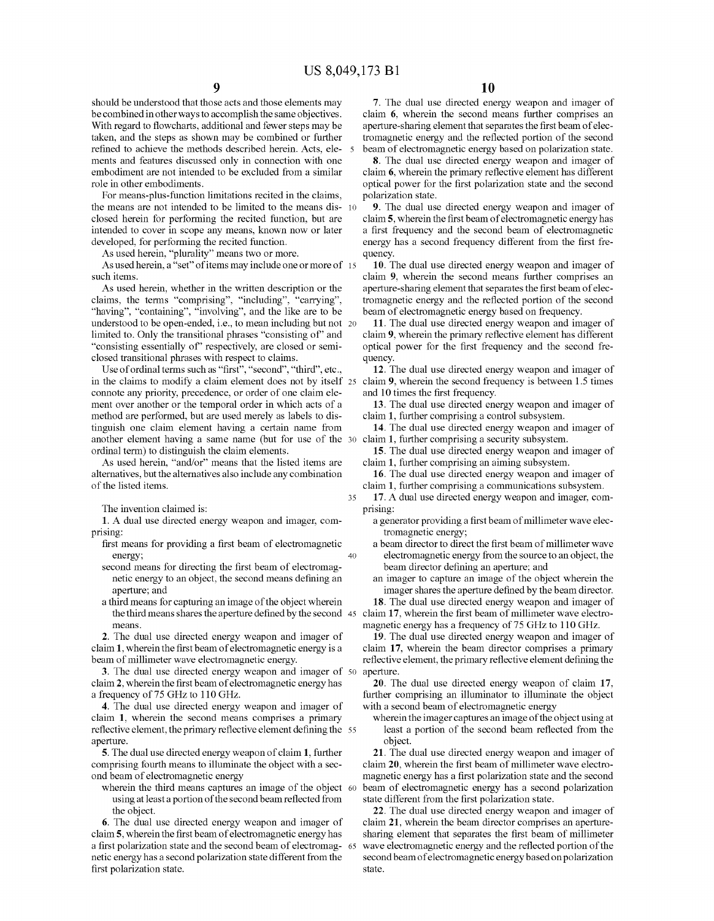should be understood that those acts and those elements may be combined in other ways to accomplish the same objectives. With regard to flowcharts, additional and fewer steps may be taken, and the steps as shown may be combined or further refined to achieve the methods described herein. Acts, elements and features discussed only in connection with one embodiment are not intended to be excluded from a similar role in other embodiments.

For means-plus-function limitations recited in the claims, the means are not intended to be limited to the means disclosed herein for performing the recited function, but are intended to cover in scope any means, known now or later developed, for performing the recited function.

As used herein, "plurality" means two or more.

As used herein, a "set" of items may include one or more of such items.

As used herein, whether in the written description or the claims, the terms "comprising", "including", "carrying", "having", "containing", "involving", and the like are to be understood to be open-ended, i.e., to mean including but not limited to. Only the transitional phrases "consisting of" and "consisting essentially of" respectively, are closed or semi-closed transitional phrases with respect to claims.

Use of ordinal terms such as "first", "second", "third", etc., in the claims to modify a claim element does not by itself connote any priority, precedence, or order of one claim element over another or the temporal order in which acts of a method are performed, but are used merely as labels to distinguish one claim element having a certain name from another element having a same name (but for use of the ordinal term) to distinguish the claim elements.

As used herein, "and/or" means that the listed items are alternatives, but the alternatives also include any combination of the listed items.

The invention claimed is:

**1**. A dual use directed energy weapon and imager, comprising:

first means for providing a first beam of electromagnetic energy;

second means for directing the first beam of electromagnetic energy to an object, the second means defining an aperture; and

a third means for capturing an image of the object wherein the third means shares the aperture defined by the second means.

**2**. The dual use directed energy weapon and imager of claim **1**, wherein the first beam of electromagnetic energy is a beam of millimeter wave electromagnetic energy.

**3**. The dual use directed energy weapon and imager of claim **2**, wherein the first beam of electromagnetic energy has a frequency of 75 GHz to 110 GHz.

**4**. The dual use directed energy weapon and imager of claim **1**, wherein the second means comprises a primary reflective element, the primary reflective element defining the aperture.

**5**. The dual use directed energy weapon of claim **1**, further comprising fourth means to illuminate the object with a second beam of electromagnetic energy

wherein the third means captures an image of the object using at least a portion of the second beam reflected from the object.

**6**. The dual use directed energy weapon and imager of claim **5**, wherein the first beam of electromagnetic energy has a first polarization state and the second beam of electromagnetic energy has a second polarization state different from the first polarization state.

**7**. The dual use directed energy weapon and imager of claim **6**, wherein the second means further comprises an aperture-sharing element that separates the first beam of electromagnetic energy and the reflected portion of the second beam of electromagnetic energy based on polarization state.

**8**. The dual use directed energy weapon and imager of claim **6**, wherein the primary reflective element has different optical power for the first polarization state and the second polarization state.

**9**. The dual use directed energy weapon and imager of claim **5**, wherein the first beam of electromagnetic energy has a first frequency and the second beam of electromagnetic energy has a second frequency different from the first frequency.

**10**. The dual use directed energy weapon and imager of claim **9**, wherein the second means further comprises an aperture-sharing element that separates the first beam of electromagnetic energy and the reflected portion of the second beam of electromagnetic energy based on frequency.

**11**. The dual use directed energy weapon and imager of claim **9**, wherein the primary reflective element has different optical power for the first frequency and the second frequency.

**12**. The dual use directed energy weapon and imager of claim **9**, wherein the second frequency is between 1.5 times and 10 times the first frequency.

**13**. The dual use directed energy weapon and imager of claim **1**, further comprising a control subsystem.

**14**. The dual use directed energy weapon and imager of claim **1**, further comprising a security subsystem.

**15**. The dual use directed energy weapon and imager of claim **1**, further comprising an aiming subsystem.

**16**. The dual use directed energy weapon and imager of claim **1**, further comprising a communications subsystem.

**17**. A dual use directed energy weapon and imager, comprising:

a generator providing a first beam of millimeter wave electromagnetic energy;

a beam director to direct the first beam of millimeter wave electromagnetic energy from the source to an object, the beam director defining an aperture; and

an imager to capture an image of the object wherein the imager shares the aperture defined by the beam director.

**18**. The dual use directed energy weapon and imager of claim **17**, wherein the first beam of millimeter wave electromagnetic energy has a frequency of 75 GHz to 110 GHz.

**19**. The dual use directed energy weapon and imager of claim **17**, wherein the beam director comprises a primary reflective element, the primary reflective element defining the aperture.

**20**. The dual use directed energy weapon of claim **17**, further comprising an illuminator to illuminate the object with a second beam of electromagnetic energy

wherein the imager captures an image of the object using at least a portion of the second beam reflected from the object.

**21**. The dual use directed energy weapon and imager of claim **20**, wherein the first beam of millimeter wave electromagnetic energy has a first polarization state and the second beam of electromagnetic energy has a second polarization state different from the first polarization state.

**22**. The dual use directed energy weapon and imager of claim **21**, wherein the beam director comprises an aperture-sharing element that separates the first beam of millimeter wave electromagnetic energy and the reflected portion of the second beam of electromagnetic energy based on polarization state.